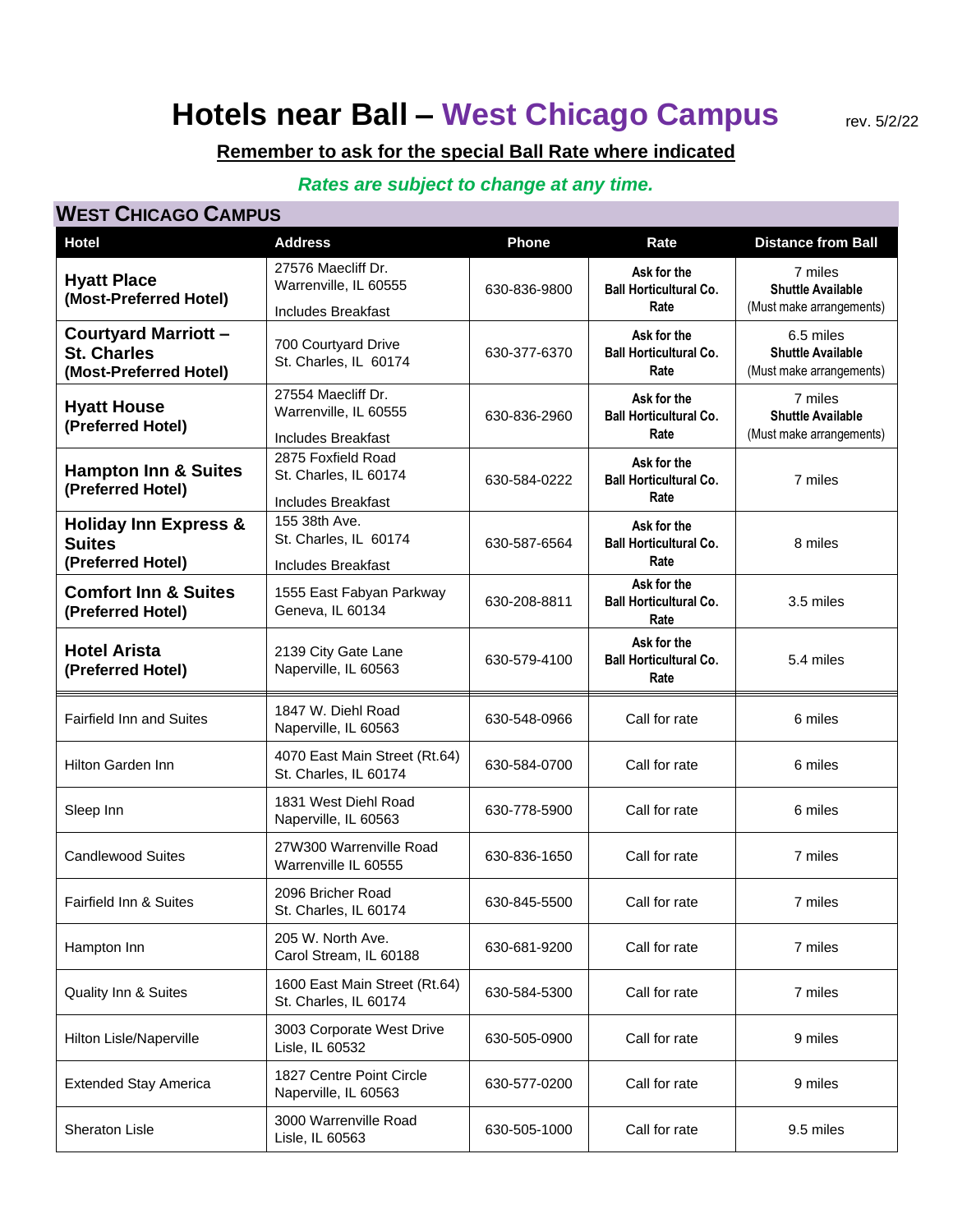# Hotels near Ball – West Chicago Campus

rev. 5/2/22

**Remember to ask for the special Ball Rate where indicated**

*Rates are subject to change at any time.*

## WEST CHICAGO CAMPUS

| Hotel | Address | Phone | Rate | Distance from Ball |
|---|---|---|---|---|
| **Hyatt Place (Most-Preferred Hotel)** | 27576 Maecliff Dr. Warrenville, IL 60555 Includes Breakfast | 630-836-9800 | **Ask for the Ball Horticultural Co. Rate** | 7 miles **Shuttle Available** (Must make arrangements) |
| **Courtyard Marriott – St. Charles (Most-Preferred Hotel)** | 700 Courtyard Drive St. Charles, IL 60174 | 630-377-6370 | **Ask for the Ball Horticultural Co. Rate** | 6.5 miles **Shuttle Available** (Must make arrangements) |
| **Hyatt House (Preferred Hotel)** | 27554 Maecliff Dr. Warrenville, IL 60555 Includes Breakfast | 630-836-2960 | **Ask for the Ball Horticultural Co. Rate** | 7 miles **Shuttle Available** (Must make arrangements) |
| **Hampton Inn & Suites (Preferred Hotel)** | 2875 Foxfield Road St. Charles, IL 60174 Includes Breakfast | 630-584-0222 | **Ask for the Ball Horticultural Co. Rate** | 7 miles |
| **Holiday Inn Express & Suites (Preferred Hotel)** | 155 38th Ave. St. Charles, IL 60174 Includes Breakfast | 630-587-6564 | **Ask for the Ball Horticultural Co. Rate** | 8 miles |
| **Comfort Inn & Suites (Preferred Hotel)** | 1555 East Fabyan Parkway Geneva, IL 60134 | 630-208-8811 | **Ask for the Ball Horticultural Co. Rate** | 3.5 miles |
| **Hotel Arista (Preferred Hotel)** | 2139 City Gate Lane Naperville, IL 60563 | 630-579-4100 | **Ask for the Ball Horticultural Co. Rate** | 5.4 miles |
| Fairfield Inn and Suites | 1847 W. Diehl Road Naperville, IL 60563 | 630-548-0966 | Call for rate | 6 miles |
| Hilton Garden Inn | 4070 East Main Street (Rt.64) St. Charles, IL 60174 | 630-584-0700 | Call for rate | 6 miles |
| Sleep Inn | 1831 West Diehl Road Naperville, IL 60563 | 630-778-5900 | Call for rate | 6 miles |
| Candlewood Suites | 27W300 Warrenville Road Warrenville IL 60555 | 630-836-1650 | Call for rate | 7 miles |
| Fairfield Inn & Suites | 2096 Bricher Road St. Charles, IL 60174 | 630-845-5500 | Call for rate | 7 miles |
| Hampton Inn | 205 W. North Ave. Carol Stream, IL 60188 | 630-681-9200 | Call for rate | 7 miles |
| Quality Inn & Suites | 1600 East Main Street (Rt.64) St. Charles, IL 60174 | 630-584-5300 | Call for rate | 7 miles |
| Hilton Lisle/Naperville | 3003 Corporate West Drive Lisle, IL 60532 | 630-505-0900 | Call for rate | 9 miles |
| Extended Stay America | 1827 Centre Point Circle Naperville, IL 60563 | 630-577-0200 | Call for rate | 9 miles |
| Sheraton Lisle | 3000 Warrenville Road Lisle, IL 60563 | 630-505-1000 | Call for rate | 9.5 miles |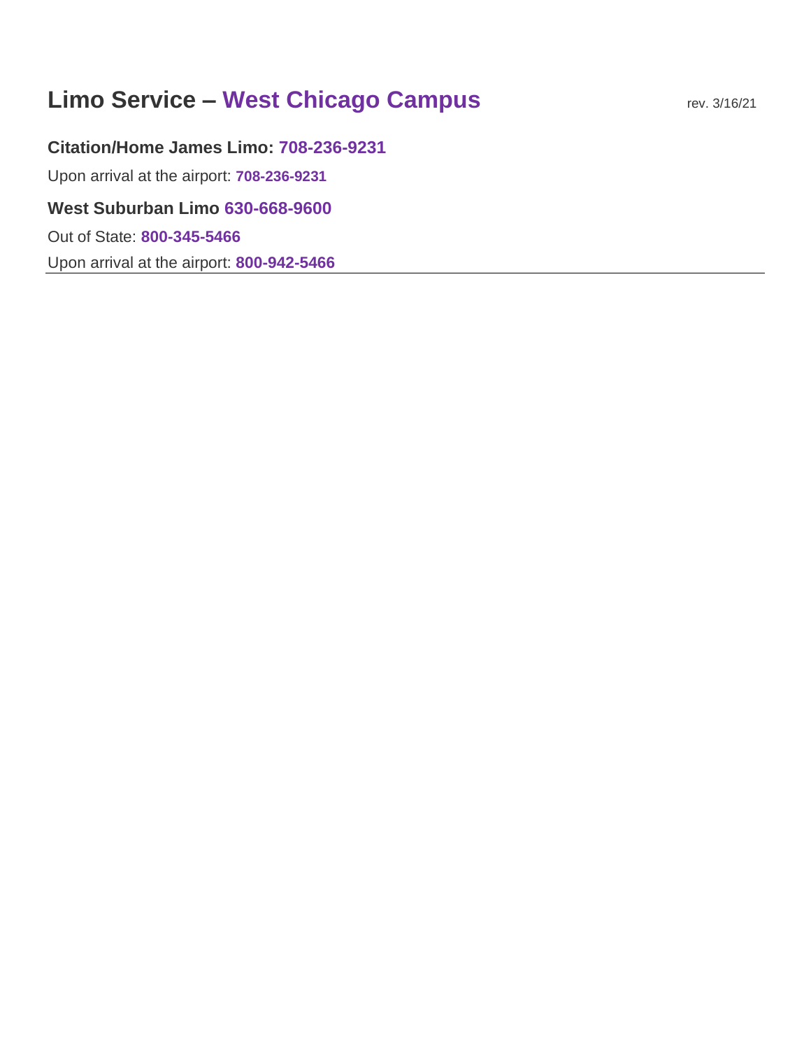# Limo Service – West Chicago Campus

rev. 3/16/21

**Citation/Home James Limo: 708-236-9231**

Upon arrival at the airport: **708-236-9231**

**West Suburban Limo 630-668-9600**

Out of State: **800-345-5466**

Upon arrival at the airport: **800-942-5466**